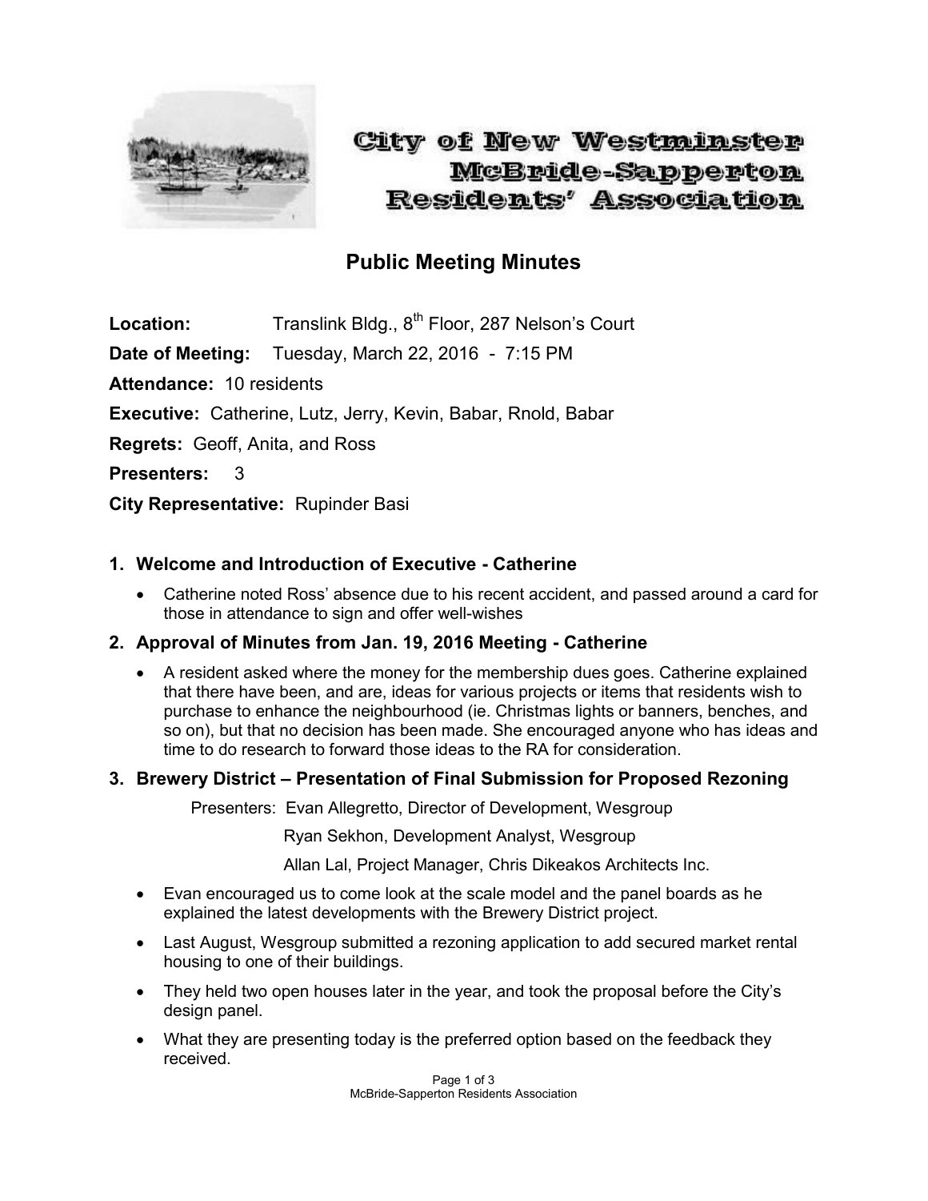# City of New Westminster McBride-Sapperton Residents' Association

## Public Meeting Minutes

**Location:** Translink Bldg., 8th Floor, 287 Nelson's Court

**Date of Meeting:** Tuesday, March 22, 2016 - 7:15 PM

**Attendance:** 10 residents

**Executive:** Catherine, Lutz, Jerry, Kevin, Babar, Rnold, Babar

**Regrets:** Geoff, Anita, and Ross

**Presenters:** 3

**City Representative:** Rupinder Basi

### 1. Welcome and Introduction of Executive - Catherine

- Catherine noted Ross' absence due to his recent accident, and passed around a card for those in attendance to sign and offer well-wishes

### 2. Approval of Minutes from Jan. 19, 2016 Meeting - Catherine

- A resident asked where the money for the membership dues goes. Catherine explained that there have been, and are, ideas for various projects or items that residents wish to purchase to enhance the neighbourhood (ie. Christmas lights or banners, benches, and so on), but that no decision has been made. She encouraged anyone who has ideas and time to do research to forward those ideas to the RA for consideration.

### 3. Brewery District – Presentation of Final Submission for Proposed Rezoning

Presenters: Evan Allegretto, Director of Development, Wesgroup

Ryan Sekhon, Development Analyst, Wesgroup

Allan Lal, Project Manager, Chris Dikeakos Architects Inc.

- Evan encouraged us to come look at the scale model and the panel boards as he explained the latest developments with the Brewery District project.
- Last August, Wesgroup submitted a rezoning application to add secured market rental housing to one of their buildings.
- They held two open houses later in the year, and took the proposal before the City's design panel.
- What they are presenting today is the preferred option based on the feedback they received.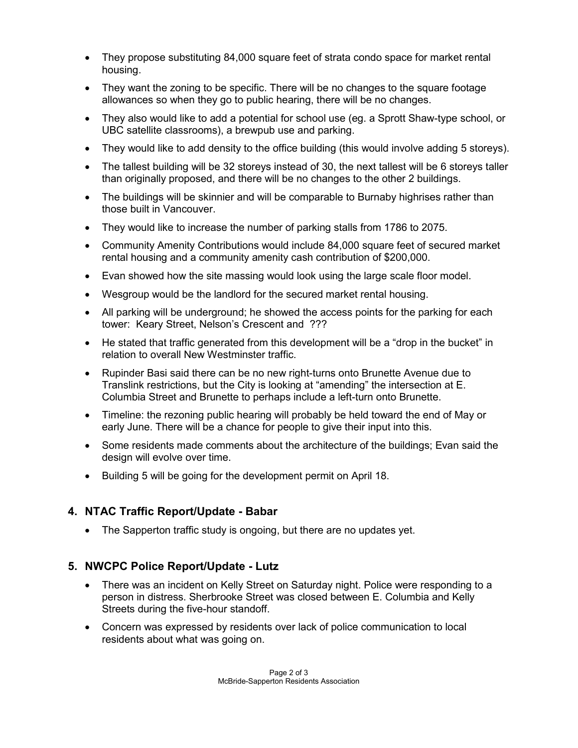- They propose substituting 84,000 square feet of strata condo space for market rental housing.
- They want the zoning to be specific. There will be no changes to the square footage allowances so when they go to public hearing, there will be no changes.
- They also would like to add a potential for school use (eg. a Sprott Shaw-type school, or UBC satellite classrooms), a brewpub use and parking.
- They would like to add density to the office building (this would involve adding 5 storeys).
- The tallest building will be 32 storeys instead of 30, the next tallest will be 6 storeys taller than originally proposed, and there will be no changes to the other 2 buildings.
- The buildings will be skinnier and will be comparable to Burnaby highrises rather than those built in Vancouver.
- They would like to increase the number of parking stalls from 1786 to 2075.
- Community Amenity Contributions would include 84,000 square feet of secured market rental housing and a community amenity cash contribution of $200,000.
- Evan showed how the site massing would look using the large scale floor model.
- Wesgroup would be the landlord for the secured market rental housing.
- All parking will be underground; he showed the access points for the parking for each tower: Keary Street, Nelson's Crescent and ???
- He stated that traffic generated from this development will be a "drop in the bucket" in relation to overall New Westminster traffic.
- Rupinder Basi said there can be no new right-turns onto Brunette Avenue due to Translink restrictions, but the City is looking at "amending" the intersection at E. Columbia Street and Brunette to perhaps include a left-turn onto Brunette.
- Timeline: the rezoning public hearing will probably be held toward the end of May or early June. There will be a chance for people to give their input into this.
- Some residents made comments about the architecture of the buildings; Evan said the design will evolve over time.
- Building 5 will be going for the development permit on April 18.

## 4. NTAC Traffic Report/Update - Babar

- The Sapperton traffic study is ongoing, but there are no updates yet.

## 5. NWCPC Police Report/Update - Lutz

- There was an incident on Kelly Street on Saturday night. Police were responding to a person in distress. Sherbrooke Street was closed between E. Columbia and Kelly Streets during the five-hour standoff.
- Concern was expressed by residents over lack of police communication to local residents about what was going on.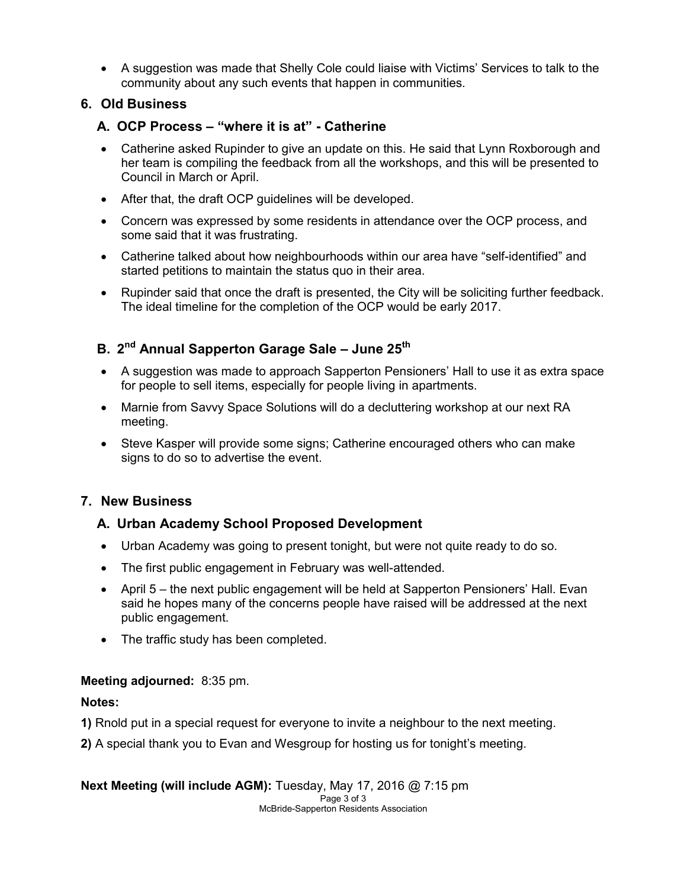- A suggestion was made that Shelly Cole could liaise with Victims' Services to talk to the community about any such events that happen in communities.

## 6. Old Business

### A. OCP Process – "where it is at" - Catherine

- Catherine asked Rupinder to give an update on this. He said that Lynn Roxborough and her team is compiling the feedback from all the workshops, and this will be presented to Council in March or April.
- After that, the draft OCP guidelines will be developed.
- Concern was expressed by some residents in attendance over the OCP process, and some said that it was frustrating.
- Catherine talked about how neighbourhoods within our area have "self-identified" and started petitions to maintain the status quo in their area.
- Rupinder said that once the draft is presented, the City will be soliciting further feedback. The ideal timeline for the completion of the OCP would be early 2017.

### B. 2nd Annual Sapperton Garage Sale – June 25th

- A suggestion was made to approach Sapperton Pensioners' Hall to use it as extra space for people to sell items, especially for people living in apartments.
- Marnie from Savvy Space Solutions will do a decluttering workshop at our next RA meeting.
- Steve Kasper will provide some signs; Catherine encouraged others who can make signs to do so to advertise the event.

## 7. New Business

### A. Urban Academy School Proposed Development

- Urban Academy was going to present tonight, but were not quite ready to do so.
- The first public engagement in February was well-attended.
- April 5 – the next public engagement will be held at Sapperton Pensioners' Hall. Evan said he hopes many of the concerns people have raised will be addressed at the next public engagement.
- The traffic study has been completed.

**Meeting adjourned:** 8:35 pm.

**Notes:**

**1)** Rnold put in a special request for everyone to invite a neighbour to the next meeting.

**2)** A special thank you to Evan and Wesgroup for hosting us for tonight's meeting.

**Next Meeting (will include AGM):** Tuesday, May 17, 2016 @ 7:15 pm